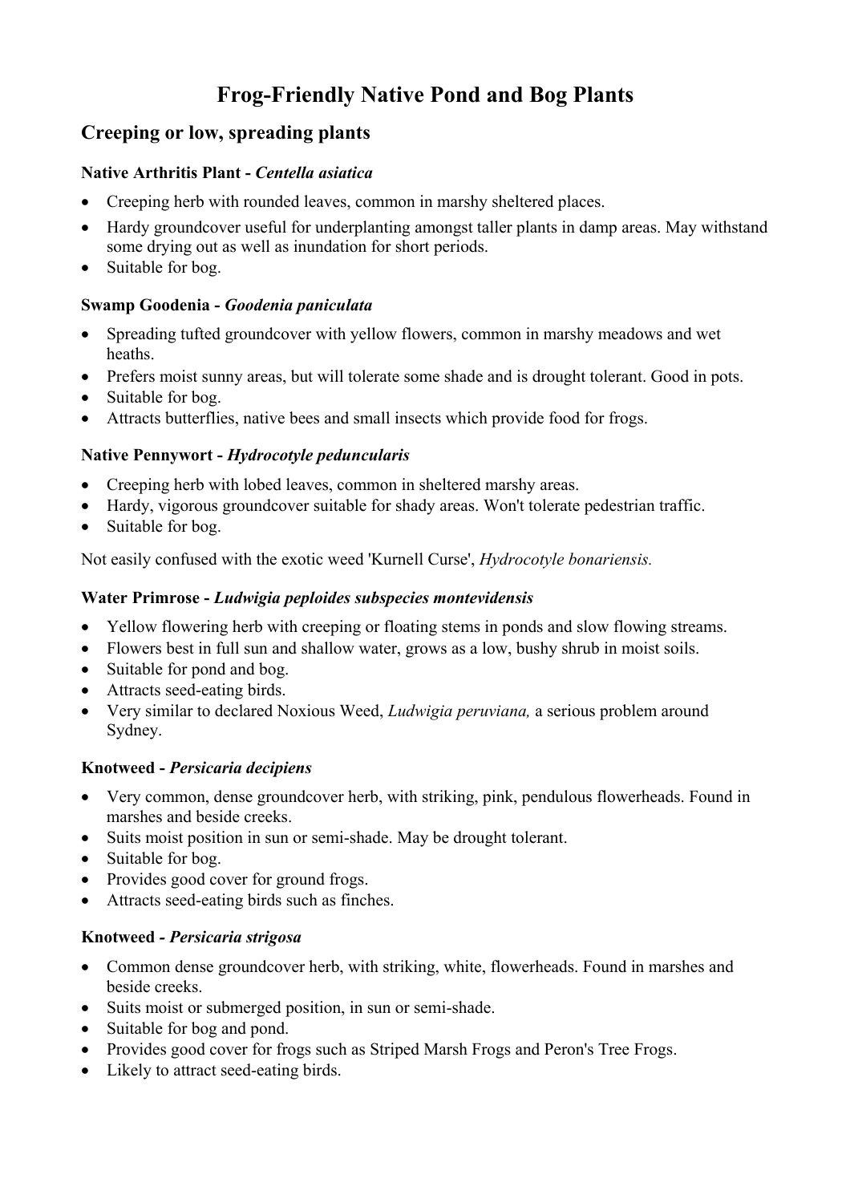# Frog-Friendly Native Pond and Bog Plants

## Creeping or low, spreading plants

**Native Arthritis Plant - *Centella asiatica***

- Creeping herb with rounded leaves, common in marshy sheltered places.
- Hardy groundcover useful for underplanting amongst taller plants in damp areas. May withstand some drying out as well as inundation for short periods.
- Suitable for bog.

**Swamp Goodenia - *Goodenia paniculata***

- Spreading tufted groundcover with yellow flowers, common in marshy meadows and wet heaths.
- Prefers moist sunny areas, but will tolerate some shade and is drought tolerant. Good in pots.
- Suitable for bog.
- Attracts butterflies, native bees and small insects which provide food for frogs.

**Native Pennywort - *Hydrocotyle peduncularis***

- Creeping herb with lobed leaves, common in sheltered marshy areas.
- Hardy, vigorous groundcover suitable for shady areas. Won't tolerate pedestrian traffic.
- Suitable for bog.

Not easily confused with the exotic weed 'Kurnell Curse', *Hydrocotyle bonariensis.*

**Water Primrose - *Ludwigia peploides subspecies montevidensis***

- Yellow flowering herb with creeping or floating stems in ponds and slow flowing streams.
- Flowers best in full sun and shallow water, grows as a low, bushy shrub in moist soils.
- Suitable for pond and bog.
- Attracts seed-eating birds.
- Very similar to declared Noxious Weed, *Ludwigia peruviana,* a serious problem around Sydney.

**Knotweed - *Persicaria decipiens***

- Very common, dense groundcover herb, with striking, pink, pendulous flowerheads. Found in marshes and beside creeks.
- Suits moist position in sun or semi-shade. May be drought tolerant.
- Suitable for bog.
- Provides good cover for ground frogs.
- Attracts seed-eating birds such as finches.

**Knotweed - *Persicaria strigosa***

- Common dense groundcover herb, with striking, white, flowerheads. Found in marshes and beside creeks.
- Suits moist or submerged position, in sun or semi-shade.
- Suitable for bog and pond.
- Provides good cover for frogs such as Striped Marsh Frogs and Peron's Tree Frogs.
- Likely to attract seed-eating birds.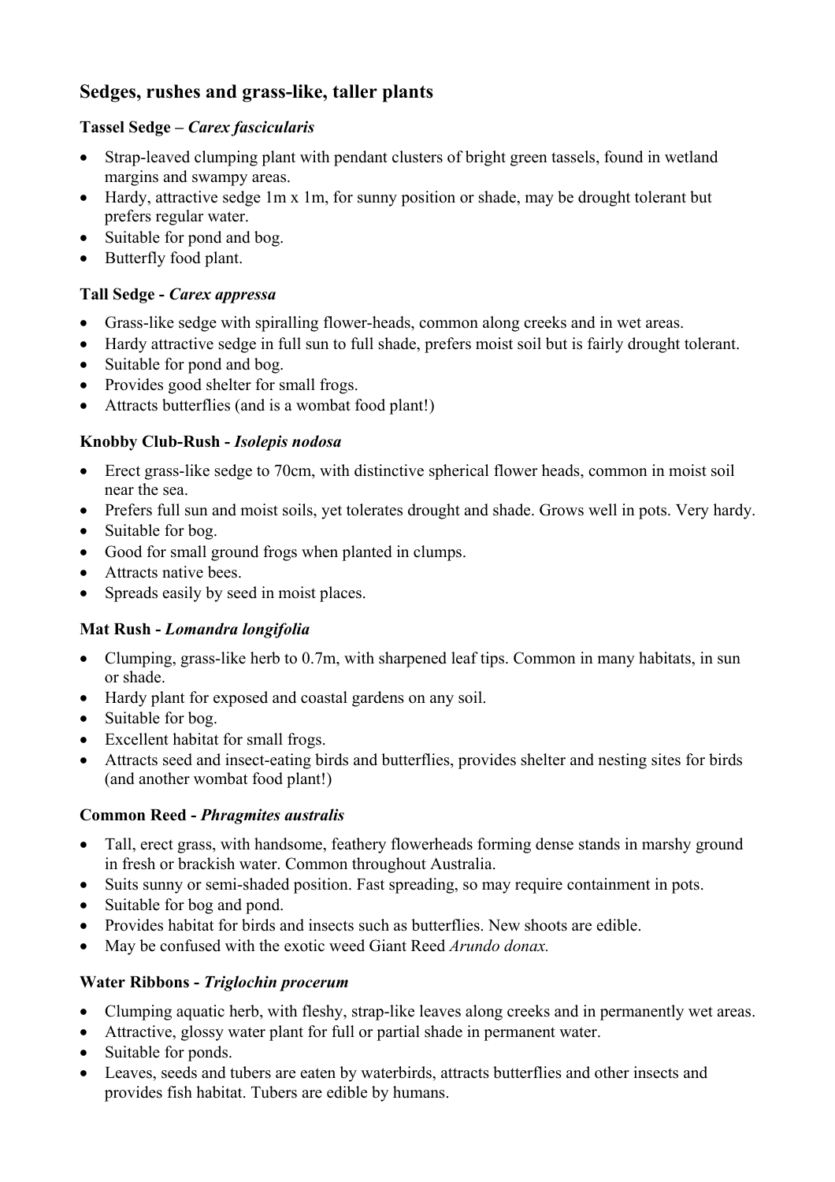## Sedges, rushes and grass-like, taller plants

### Tassel Sedge – *Carex fascicularis*

- Strap-leaved clumping plant with pendant clusters of bright green tassels, found in wetland margins and swampy areas.
- Hardy, attractive sedge 1m x 1m, for sunny position or shade, may be drought tolerant but prefers regular water.
- Suitable for pond and bog.
- Butterfly food plant.

### Tall Sedge - *Carex appressa*

- Grass-like sedge with spiralling flower-heads, common along creeks and in wet areas.
- Hardy attractive sedge in full sun to full shade, prefers moist soil but is fairly drought tolerant.
- Suitable for pond and bog.
- Provides good shelter for small frogs.
- Attracts butterflies (and is a wombat food plant!)

### Knobby Club-Rush - *Isolepis nodosa*

- Erect grass-like sedge to 70cm, with distinctive spherical flower heads, common in moist soil near the sea.
- Prefers full sun and moist soils, yet tolerates drought and shade. Grows well in pots. Very hardy.
- Suitable for bog.
- Good for small ground frogs when planted in clumps.
- Attracts native bees.
- Spreads easily by seed in moist places.

### Mat Rush - *Lomandra longifolia*

- Clumping, grass-like herb to 0.7m, with sharpened leaf tips. Common in many habitats, in sun or shade.
- Hardy plant for exposed and coastal gardens on any soil.
- Suitable for bog.
- Excellent habitat for small frogs.
- Attracts seed and insect-eating birds and butterflies, provides shelter and nesting sites for birds (and another wombat food plant!)

### Common Reed - *Phragmites australis*

- Tall, erect grass, with handsome, feathery flowerheads forming dense stands in marshy ground in fresh or brackish water. Common throughout Australia.
- Suits sunny or semi-shaded position. Fast spreading, so may require containment in pots.
- Suitable for bog and pond.
- Provides habitat for birds and insects such as butterflies. New shoots are edible.
- May be confused with the exotic weed Giant Reed *Arundo donax.*

### Water Ribbons - *Triglochin procerum*

- Clumping aquatic herb, with fleshy, strap-like leaves along creeks and in permanently wet areas.
- Attractive, glossy water plant for full or partial shade in permanent water.
- Suitable for ponds.
- Leaves, seeds and tubers are eaten by waterbirds, attracts butterflies and other insects and provides fish habitat. Tubers are edible by humans.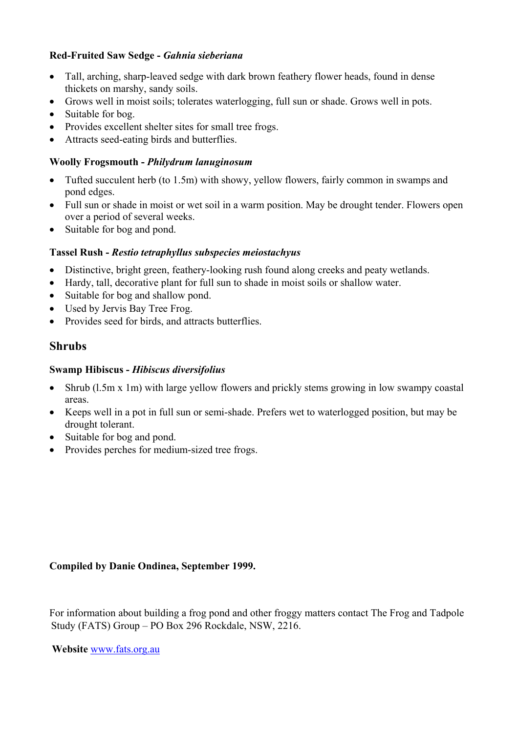**Red-Fruited Saw Sedge - *Gahnia sieberiana***

- Tall, arching, sharp-leaved sedge with dark brown feathery flower heads, found in dense thickets on marshy, sandy soils.
- Grows well in moist soils; tolerates waterlogging, full sun or shade. Grows well in pots.
- Suitable for bog.
- Provides excellent shelter sites for small tree frogs.
- Attracts seed-eating birds and butterflies.

**Woolly Frogsmouth - *Philydrum lanuginosum***

- Tufted succulent herb (to 1.5m) with showy, yellow flowers, fairly common in swamps and pond edges.
- Full sun or shade in moist or wet soil in a warm position. May be drought tender. Flowers open over a period of several weeks.
- Suitable for bog and pond.

**Tassel Rush - *Restio tetraphyllus subspecies meiostachyus***

- Distinctive, bright green, feathery-looking rush found along creeks and peaty wetlands.
- Hardy, tall, decorative plant for full sun to shade in moist soils or shallow water.
- Suitable for bog and shallow pond.
- Used by Jervis Bay Tree Frog.
- Provides seed for birds, and attracts butterflies.

## Shrubs

**Swamp Hibiscus - *Hibiscus diversifolius***

- Shrub (l.5m x 1m) with large yellow flowers and prickly stems growing in low swampy coastal areas.
- Keeps well in a pot in full sun or semi-shade. Prefers wet to waterlogged position, but may be drought tolerant.
- Suitable for bog and pond.
- Provides perches for medium-sized tree frogs.

**Compiled by Danie Ondinea, September 1999.**

For information about building a frog pond and other froggy matters contact The Frog and Tadpole Study (FATS) Group – PO Box 296 Rockdale, NSW, 2216.

**Website** [www.fats.org.au](http://www.fats.org.au)